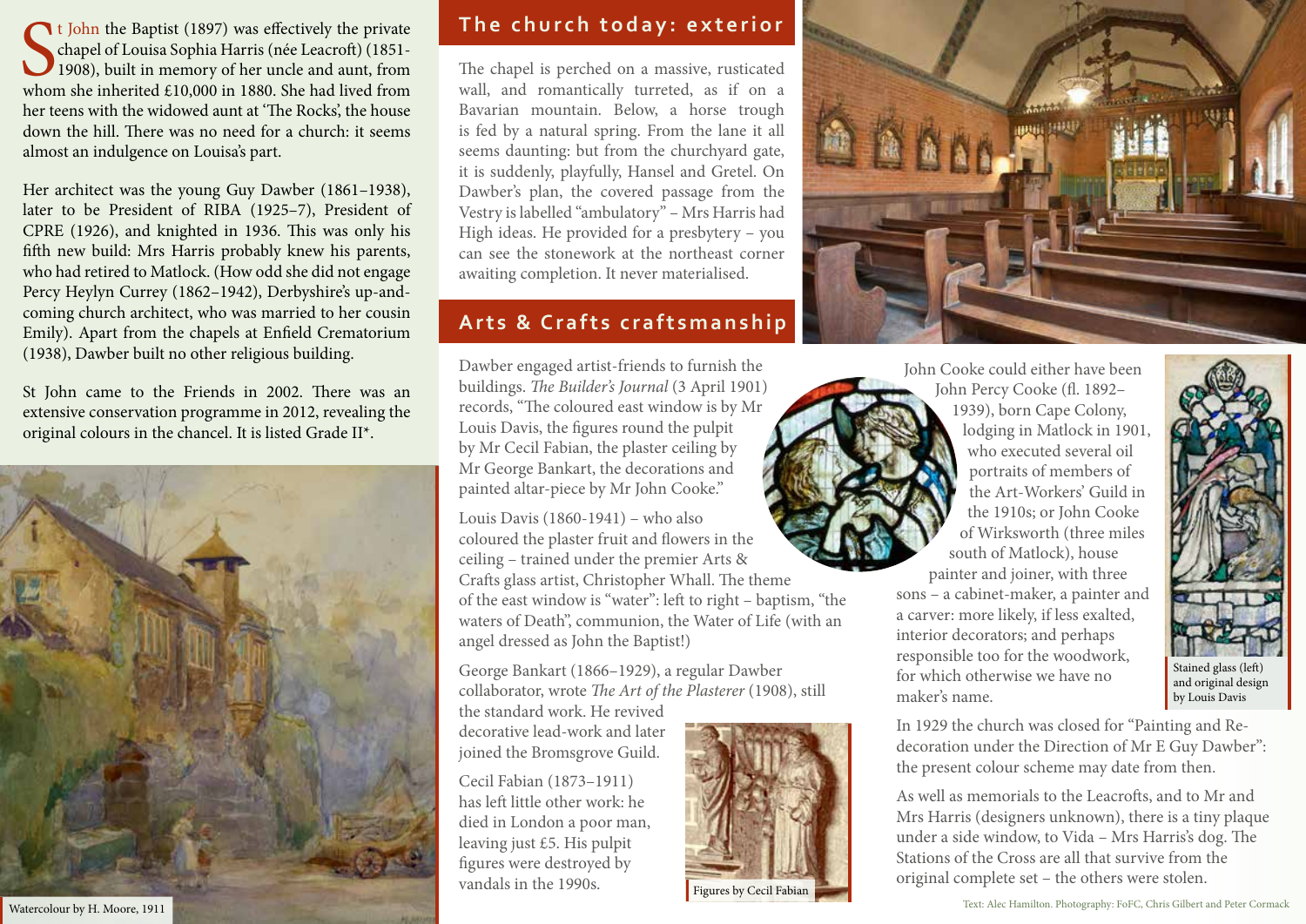St John the Baptist (1897) was effectively the private chapel of Louisa Sophia Harris (née Leacroft) (1851-1908), built in memory of her uncle and aunt, from whom she inherited £10,000 in 1880. She had lived from her teens with the widowed aunt at 'The Rocks', the house down the hill. There was no need for a church: it seems almost an indulgence on Louisa's part.

Her architect was the young Guy Dawber (1861–1938), later to be President of RIBA (1925–7), President of CPRE (1926), and knighted in 1936. This was only his fifth new build: Mrs Harris probably knew his parents, who had retired to Matlock. (How odd she did not engage Percy Heylyn Currey (1862–1942), Derbyshire's up-and-coming church architect, who was married to her cousin Emily). Apart from the chapels at Enfield Crematorium (1938), Dawber built no other religious building.

St John came to the Friends in 2002. There was an extensive conservation programme in 2012, revealing the original colours in the chancel. It is listed Grade II*.

Watercolour by H. Moore, 1911

## The church today: exterior

The chapel is perched on a massive, rusticated wall, and romantically turreted, as if on a Bavarian mountain. Below, a horse trough is fed by a natural spring. From the lane it all seems daunting: but from the churchyard gate, it is suddenly, playfully, Hansel and Gretel. On Dawber's plan, the covered passage from the Vestry is labelled "ambulatory" – Mrs Harris had High ideas. He provided for a presbytery – you can see the stonework at the northeast corner awaiting completion. It never materialised.

## Arts & Crafts craftsmanship

Dawber engaged artist-friends to furnish the buildings. *The Builder's Journal* (3 April 1901) records, "The coloured east window is by Mr Louis Davis, the figures round the pulpit by Mr Cecil Fabian, the plaster ceiling by Mr George Bankart, the decorations and painted altar-piece by Mr John Cooke."

Louis Davis (1860-1941) – who also coloured the plaster fruit and flowers in the ceiling – trained under the premier Arts & Crafts glass artist, Christopher Whall. The theme of the east window is "water": left to right – baptism, "the waters of Death", communion, the Water of Life (with an angel dressed as John the Baptist!)

George Bankart (1866–1929), a regular Dawber collaborator, wrote *The Art of the Plasterer* (1908), still the standard work. He revived decorative lead-work and later joined the Bromsgrove Guild.

Cecil Fabian (1873–1911) has left little other work: he died in London a poor man, leaving just £5. His pulpit figures were destroyed by vandals in the 1990s.

Figures by Cecil Fabian

John Cooke could either have been John Percy Cooke (fl. 1892–1939), born Cape Colony, lodging in Matlock in 1901, who executed several oil portraits of members of the Art-Workers' Guild in the 1910s; or John Cooke of Wirksworth (three miles south of Matlock), house painter and joiner, with three sons – a cabinet-maker, a painter and a carver: more likely, if less exalted, interior decorators; and perhaps responsible too for the woodwork, for which otherwise we have no maker's name.

Stained glass (left) and original design by Louis Davis

In 1929 the church was closed for "Painting and Re-decoration under the Direction of Mr E Guy Dawber": the present colour scheme may date from then.

As well as memorials to the Leacrofts, and to Mr and Mrs Harris (designers unknown), there is a tiny plaque under a side window, to Vida – Mrs Harris's dog. The Stations of the Cross are all that survive from the original complete set – the others were stolen.

Text: Alec Hamilton. Photography: FoFC, Chris Gilbert and Peter Cormack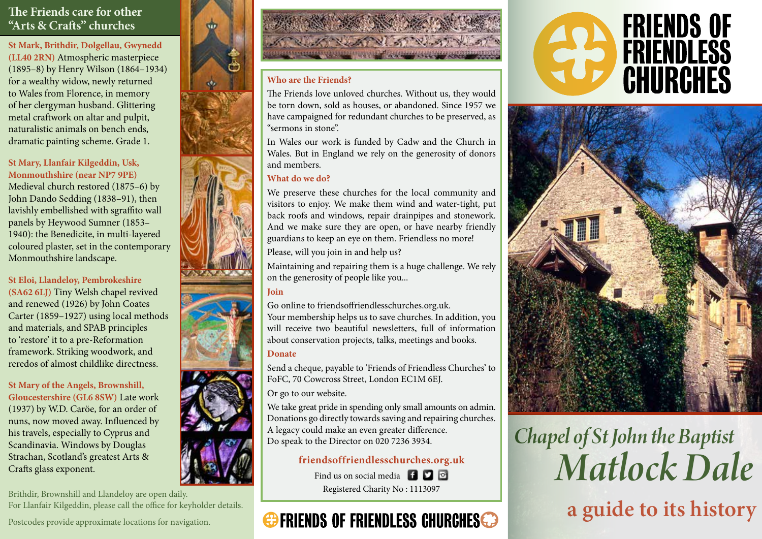## The Friends care for other "Arts & Crafts" churches

**St Mark, Brithdir, Dolgellau, Gwynedd (LL40 2RN)** Atmospheric masterpiece (1895–8) by Henry Wilson (1864–1934) for a wealthy widow, newly returned to Wales from Florence, in memory of her clergyman husband. Glittering metal craftwork on altar and pulpit, naturalistic animals on bench ends, dramatic painting scheme. Grade 1.

**St Mary, Llanfair Kilgeddin, Usk, Monmouthshire (near NP7 9PE)** Medieval church restored (1875–6) by John Dando Sedding (1838–91), then lavishly embellished with sgraffito wall panels by Heywood Sumner (1853–1940): the Benedicite, in multi-layered coloured plaster, set in the contemporary Monmouthshire landscape.

**St Eloi, Llandeloy, Pembrokeshire (SA62 6LJ)** Tiny Welsh chapel revived and renewed (1926) by John Coates Carter (1859–1927) using local methods and materials, and SPAB principles to 'restore' it to a pre-Reformation framework. Striking woodwork, and reredos of almost childlike directness.

**St Mary of the Angels, Brownshill, Gloucestershire (GL6 8SW)** Late work (1937) by W.D. Caröe, for an order of nuns, now moved away. Influenced by his travels, especially to Cyprus and Scandinavia. Windows by Douglas Strachan, Scotland's greatest Arts & Crafts glass exponent.

Brithdir, Brownshill and Llandeloy are open daily.
For Llanfair Kilgeddin, please call the office for keyholder details.

Postcodes provide approximate locations for navigation.

### Who are the Friends?

The Friends love unloved churches. Without us, they would be torn down, sold as houses, or abandoned. Since 1957 we have campaigned for redundant churches to be preserved, as "sermons in stone".

In Wales our work is funded by Cadw and the Church in Wales. But in England we rely on the generosity of donors and members.

### What do we do?

We preserve these churches for the local community and visitors to enjoy. We make them wind and water-tight, put back roofs and windows, repair drainpipes and stonework. And we make sure they are open, or have nearby friendly guardians to keep an eye on them. Friendless no more!

Please, will you join in and help us?

Maintaining and repairing them is a huge challenge. We rely on the generosity of people like you...

### Join

Go online to friendsoffriendlesschurches.org.uk.
Your membership helps us to save churches. In addition, you will receive two beautiful newsletters, full of information about conservation projects, talks, meetings and books.

### Donate

Send a cheque, payable to 'Friends of Friendless Churches' to FoFC, 70 Cowcross Street, London EC1M 6EJ.

Or go to our website.

We take great pride in spending only small amounts on admin. Donations go directly towards saving and repairing churches. A legacy could make an even greater difference.
Do speak to the Director on 020 7236 3934.

**friendsoffriendlesschurches.org.uk**

Find us on social media

Registered Charity No : 1113097

FRIENDS OF FRIENDLESS CHURCHES

# FRIENDS OF FRIENDLESS CHURCHES

# *Chapel of St John the Baptist* *Matlock Dale*

## a guide to its history